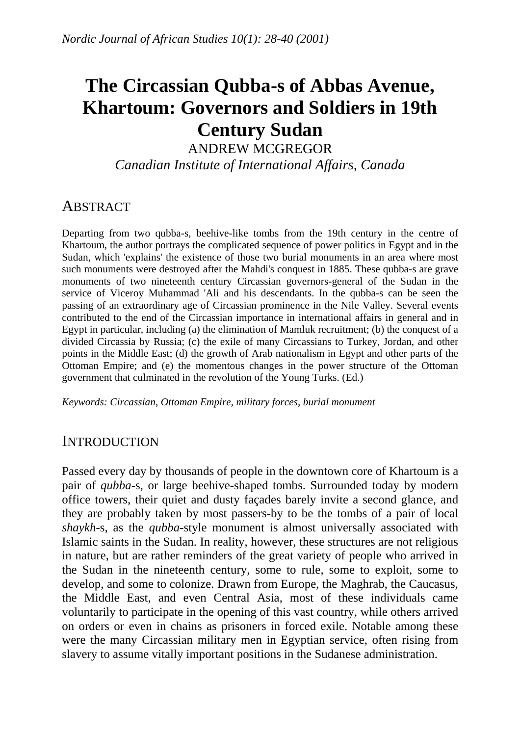# The Circassian Qubba-s of Abbas Avenue, Khartoum: Governors and Soldiers in 19th Century Sudan

ANDREW MCGREGOR

*Canadian Institute of International Affairs, Canada*

## ABSTRACT

Departing from two qubba-s, beehive-like tombs from the 19th century in the centre of Khartoum, the author portrays the complicated sequence of power politics in Egypt and in the Sudan, which 'explains' the existence of those two burial monuments in an area where most such monuments were destroyed after the Mahdi's conquest in 1885. These qubba-s are grave monuments of two nineteenth century Circassian governors-general of the Sudan in the service of Viceroy Muhammad 'Ali and his descendants. In the qubba-s can be seen the passing of an extraordinary age of Circassian prominence in the Nile Valley. Several events contributed to the end of the Circassian importance in international affairs in general and in Egypt in particular, including (a) the elimination of Mamluk recruitment; (b) the conquest of a divided Circassia by Russia; (c) the exile of many Circassians to Turkey, Jordan, and other points in the Middle East; (d) the growth of Arab nationalism in Egypt and other parts of the Ottoman Empire; and (e) the momentous changes in the power structure of the Ottoman government that culminated in the revolution of the Young Turks. (Ed.)

*Keywords: Circassian, Ottoman Empire, military forces, burial monument*

## INTRODUCTION

Passed every day by thousands of people in the downtown core of Khartoum is a pair of *qubba*-s, or large beehive-shaped tombs. Surrounded today by modern office towers, their quiet and dusty façades barely invite a second glance, and they are probably taken by most passers-by to be the tombs of a pair of local *shaykh*-s, as the *qubba*-style monument is almost universally associated with Islamic saints in the Sudan. In reality, however, these structures are not religious in nature, but are rather reminders of the great variety of people who arrived in the Sudan in the nineteenth century, some to rule, some to exploit, some to develop, and some to colonize. Drawn from Europe, the Maghrab, the Caucasus, the Middle East, and even Central Asia, most of these individuals came voluntarily to participate in the opening of this vast country, while others arrived on orders or even in chains as prisoners in forced exile. Notable among these were the many Circassian military men in Egyptian service, often rising from slavery to assume vitally important positions in the Sudanese administration.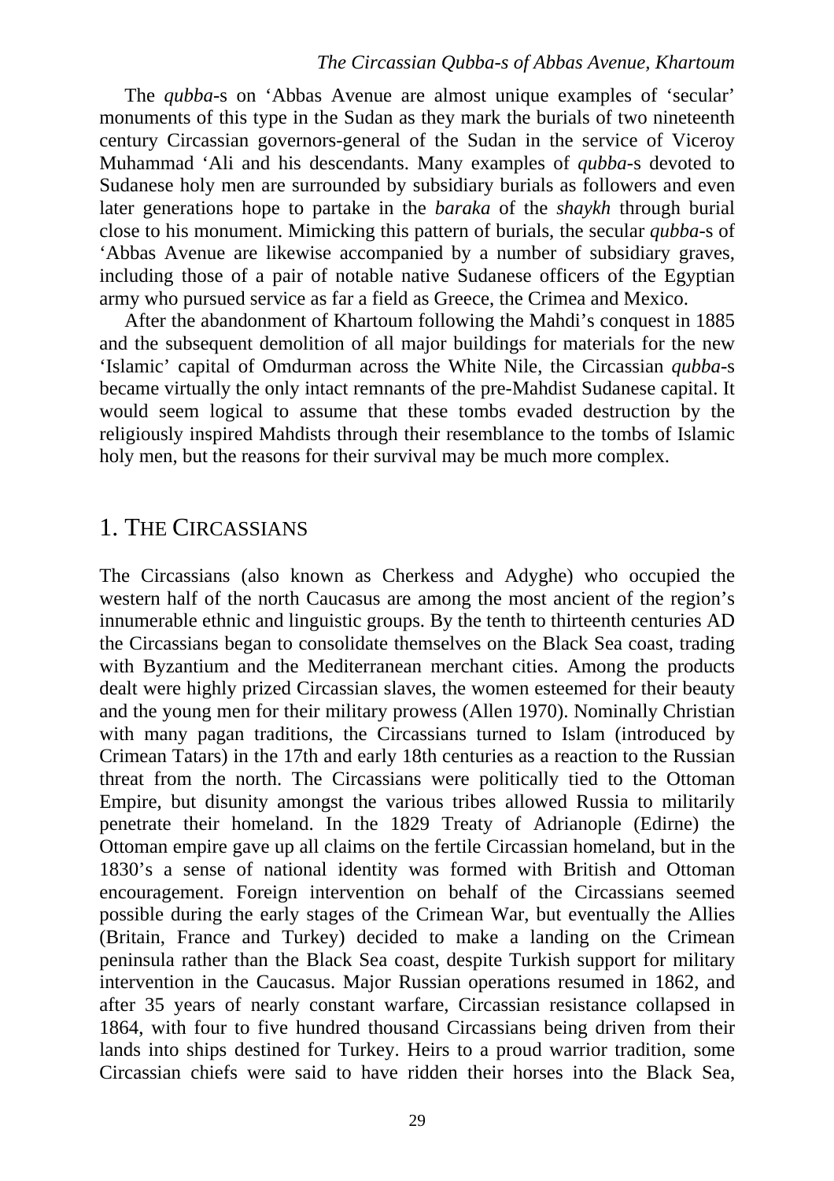The *qubba*-s on ‘Abbas Avenue are almost unique examples of ‘secular’ monuments of this type in the Sudan as they mark the burials of two nineteenth century Circassian governors-general of the Sudan in the service of Viceroy Muhammad ‘Ali and his descendants. Many examples of *qubba*-s devoted to Sudanese holy men are surrounded by subsidiary burials as followers and even later generations hope to partake in the *baraka* of the *shaykh* through burial close to his monument. Mimicking this pattern of burials, the secular *qubba*-s of ‘Abbas Avenue are likewise accompanied by a number of subsidiary graves, including those of a pair of notable native Sudanese officers of the Egyptian army who pursued service as far a field as Greece, the Crimea and Mexico.

After the abandonment of Khartoum following the Mahdi’s conquest in 1885 and the subsequent demolition of all major buildings for materials for the new ‘Islamic’ capital of Omdurman across the White Nile, the Circassian *qubba*-s became virtually the only intact remnants of the pre-Mahdist Sudanese capital. It would seem logical to assume that these tombs evaded destruction by the religiously inspired Mahdists through their resemblance to the tombs of Islamic holy men, but the reasons for their survival may be much more complex.

## 1. THE CIRCASSIANS

The Circassians (also known as Cherkess and Adyghe) who occupied the western half of the north Caucasus are among the most ancient of the region’s innumerable ethnic and linguistic groups. By the tenth to thirteenth centuries AD the Circassians began to consolidate themselves on the Black Sea coast, trading with Byzantium and the Mediterranean merchant cities. Among the products dealt were highly prized Circassian slaves, the women esteemed for their beauty and the young men for their military prowess (Allen 1970). Nominally Christian with many pagan traditions, the Circassians turned to Islam (introduced by Crimean Tatars) in the 17th and early 18th centuries as a reaction to the Russian threat from the north. The Circassians were politically tied to the Ottoman Empire, but disunity amongst the various tribes allowed Russia to militarily penetrate their homeland. In the 1829 Treaty of Adrianople (Edirne) the Ottoman empire gave up all claims on the fertile Circassian homeland, but in the 1830’s a sense of national identity was formed with British and Ottoman encouragement. Foreign intervention on behalf of the Circassians seemed possible during the early stages of the Crimean War, but eventually the Allies (Britain, France and Turkey) decided to make a landing on the Crimean peninsula rather than the Black Sea coast, despite Turkish support for military intervention in the Caucasus. Major Russian operations resumed in 1862, and after 35 years of nearly constant warfare, Circassian resistance collapsed in 1864, with four to five hundred thousand Circassians being driven from their lands into ships destined for Turkey. Heirs to a proud warrior tradition, some Circassian chiefs were said to have ridden their horses into the Black Sea,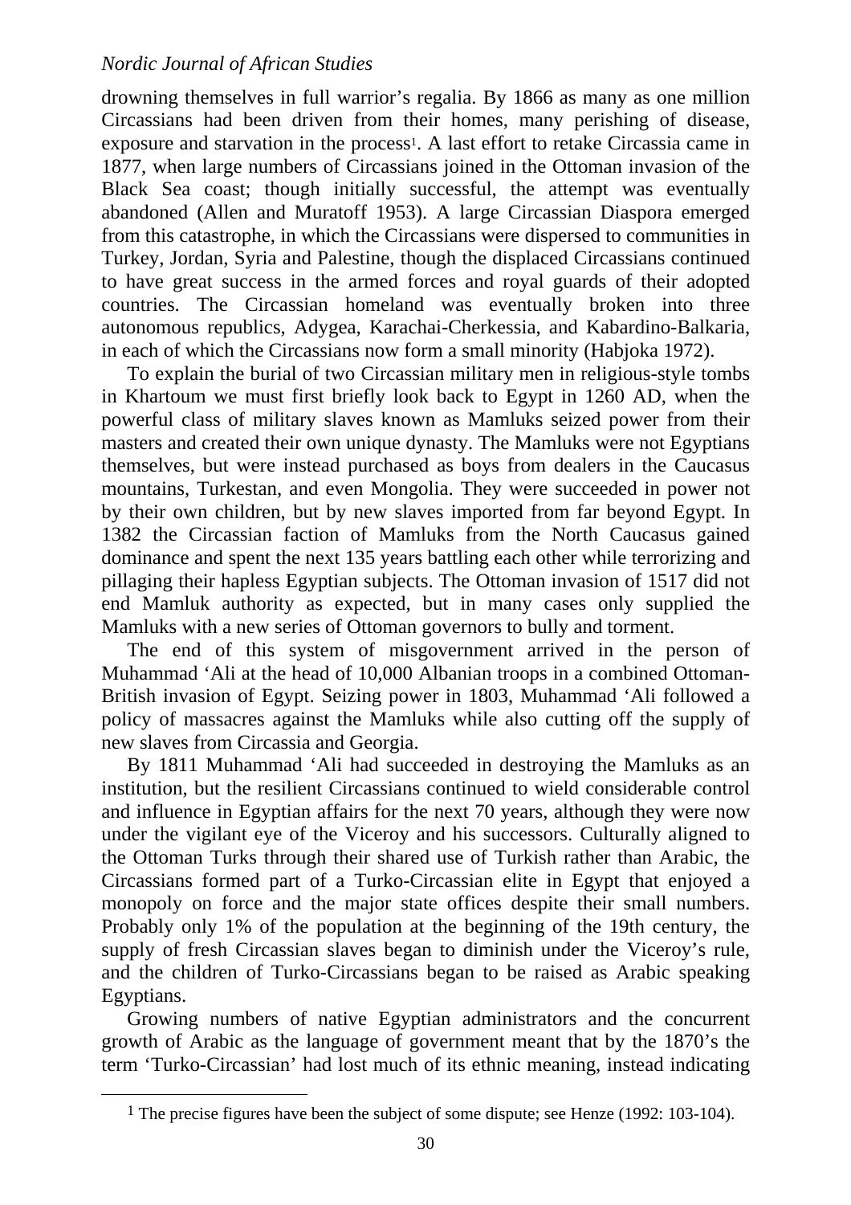drowning themselves in full warrior's regalia. By 1866 as many as one million Circassians had been driven from their homes, many perishing of disease, exposure and starvation in the process[1]. A last effort to retake Circassia came in 1877, when large numbers of Circassians joined in the Ottoman invasion of the Black Sea coast; though initially successful, the attempt was eventually abandoned (Allen and Muratoff 1953). A large Circassian Diaspora emerged from this catastrophe, in which the Circassians were dispersed to communities in Turkey, Jordan, Syria and Palestine, though the displaced Circassians continued to have great success in the armed forces and royal guards of their adopted countries. The Circassian homeland was eventually broken into three autonomous republics, Adygea, Karachai-Cherkessia, and Kabardino-Balkaria, in each of which the Circassians now form a small minority (Habjoka 1972).

To explain the burial of two Circassian military men in religious-style tombs in Khartoum we must first briefly look back to Egypt in 1260 AD, when the powerful class of military slaves known as Mamluks seized power from their masters and created their own unique dynasty. The Mamluks were not Egyptians themselves, but were instead purchased as boys from dealers in the Caucasus mountains, Turkestan, and even Mongolia. They were succeeded in power not by their own children, but by new slaves imported from far beyond Egypt. In 1382 the Circassian faction of Mamluks from the North Caucasus gained dominance and spent the next 135 years battling each other while terrorizing and pillaging their hapless Egyptian subjects. The Ottoman invasion of 1517 did not end Mamluk authority as expected, but in many cases only supplied the Mamluks with a new series of Ottoman governors to bully and torment.

The end of this system of misgovernment arrived in the person of Muhammad 'Ali at the head of 10,000 Albanian troops in a combined Ottoman-British invasion of Egypt. Seizing power in 1803, Muhammad 'Ali followed a policy of massacres against the Mamluks while also cutting off the supply of new slaves from Circassia and Georgia.

By 1811 Muhammad 'Ali had succeeded in destroying the Mamluks as an institution, but the resilient Circassians continued to wield considerable control and influence in Egyptian affairs for the next 70 years, although they were now under the vigilant eye of the Viceroy and his successors. Culturally aligned to the Ottoman Turks through their shared use of Turkish rather than Arabic, the Circassians formed part of a Turko-Circassian elite in Egypt that enjoyed a monopoly on force and the major state offices despite their small numbers. Probably only 1% of the population at the beginning of the 19th century, the supply of fresh Circassian slaves began to diminish under the Viceroy's rule, and the children of Turko-Circassians began to be raised as Arabic speaking Egyptians.

Growing numbers of native Egyptian administrators and the concurrent growth of Arabic as the language of government meant that by the 1870's the term 'Turko-Circassian' had lost much of its ethnic meaning, instead indicating

[1] The precise figures have been the subject of some dispute; see Henze (1992: 103-104).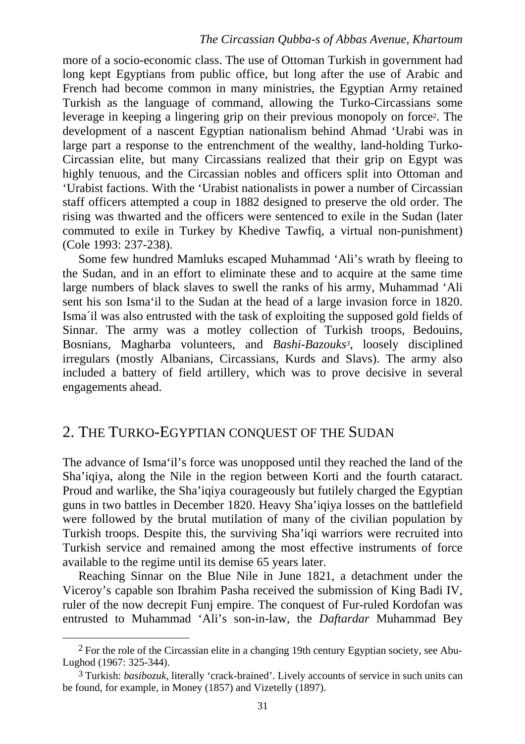more of a socio-economic class. The use of Ottoman Turkish in government had long kept Egyptians from public office, but long after the use of Arabic and French had become common in many ministries, the Egyptian Army retained Turkish as the language of command, allowing the Turko-Circassians some leverage in keeping a lingering grip on their previous monopoly on force[2]. The development of a nascent Egyptian nationalism behind Ahmad ‘Urabi was in large part a response to the entrenchment of the wealthy, land-holding Turko-Circassian elite, but many Circassians realized that their grip on Egypt was highly tenuous, and the Circassian nobles and officers split into Ottoman and ‘Urabist factions. With the ‘Urabist nationalists in power a number of Circassian staff officers attempted a coup in 1882 designed to preserve the old order. The rising was thwarted and the officers were sentenced to exile in the Sudan (later commuted to exile in Turkey by Khedive Tawfiq, a virtual non-punishment) (Cole 1993: 237-238).

Some few hundred Mamluks escaped Muhammad ‘Ali’s wrath by fleeing to the Sudan, and in an effort to eliminate these and to acquire at the same time large numbers of black slaves to swell the ranks of his army, Muhammad ‘Ali sent his son Isma‘il to the Sudan at the head of a large invasion force in 1820. Isma´il was also entrusted with the task of exploiting the supposed gold fields of Sinnar. The army was a motley collection of Turkish troops, Bedouins, Bosnians, Magharba volunteers, and *Bashi-Bazouks*[3], loosely disciplined irregulars (mostly Albanians, Circassians, Kurds and Slavs). The army also included a battery of field artillery, which was to prove decisive in several engagements ahead.

## 2. THE TURKO-EGYPTIAN CONQUEST OF THE SUDAN

The advance of Isma‘il’s force was unopposed until they reached the land of the Sha’iqiya, along the Nile in the region between Korti and the fourth cataract. Proud and warlike, the Sha’iqiya courageously but futilely charged the Egyptian guns in two battles in December 1820. Heavy Sha’iqiya losses on the battlefield were followed by the brutal mutilation of many of the civilian population by Turkish troops. Despite this, the surviving Sha’iqi warriors were recruited into Turkish service and remained among the most effective instruments of force available to the regime until its demise 65 years later.

Reaching Sinnar on the Blue Nile in June 1821, a detachment under the Viceroy’s capable son Ibrahim Pasha received the submission of King Badi IV, ruler of the now decrepit Funj empire. The conquest of Fur-ruled Kordofan was entrusted to Muhammad ‘Ali’s son-in-law, the *Daftardar* Muhammad Bey

---

[2] For the role of the Circassian elite in a changing 19th century Egyptian society, see Abu-Lughod (1967: 325-344).

[3] Turkish: *basibozuk*, literally ‘crack-brained’. Lively accounts of service in such units can be found, for example, in Money (1857) and Vizetelly (1897).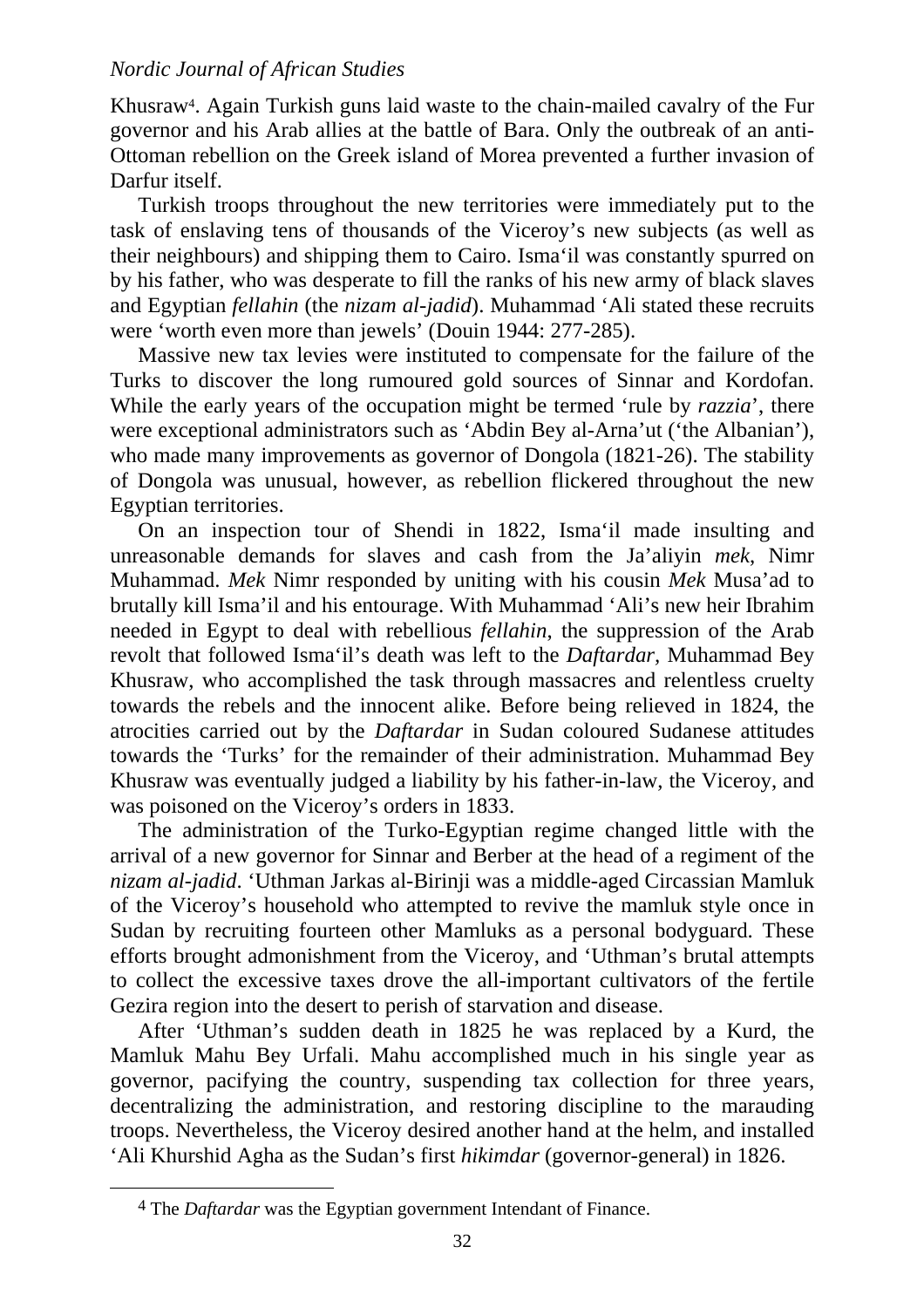Khusraw[4]. Again Turkish guns laid waste to the chain-mailed cavalry of the Fur governor and his Arab allies at the battle of Bara. Only the outbreak of an anti-Ottoman rebellion on the Greek island of Morea prevented a further invasion of Darfur itself.

Turkish troops throughout the new territories were immediately put to the task of enslaving tens of thousands of the Viceroy's new subjects (as well as their neighbours) and shipping them to Cairo. Isma'il was constantly spurred on by his father, who was desperate to fill the ranks of his new army of black slaves and Egyptian *fellahin* (the *nizam al-jadid*). Muhammad 'Ali stated these recruits were 'worth even more than jewels' (Douin 1944: 277-285).

Massive new tax levies were instituted to compensate for the failure of the Turks to discover the long rumoured gold sources of Sinnar and Kordofan. While the early years of the occupation might be termed 'rule by *razzia*', there were exceptional administrators such as 'Abdin Bey al-Arna'ut ('the Albanian'), who made many improvements as governor of Dongola (1821-26). The stability of Dongola was unusual, however, as rebellion flickered throughout the new Egyptian territories.

On an inspection tour of Shendi in 1822, Isma'il made insulting and unreasonable demands for slaves and cash from the Ja'aliyin *mek*, Nimr Muhammad. *Mek* Nimr responded by uniting with his cousin *Mek* Musa'ad to brutally kill Isma'il and his entourage. With Muhammad 'Ali's new heir Ibrahim needed in Egypt to deal with rebellious *fellahin*, the suppression of the Arab revolt that followed Isma'il's death was left to the *Daftardar*, Muhammad Bey Khusraw, who accomplished the task through massacres and relentless cruelty towards the rebels and the innocent alike. Before being relieved in 1824, the atrocities carried out by the *Daftardar* in Sudan coloured Sudanese attitudes towards the 'Turks' for the remainder of their administration. Muhammad Bey Khusraw was eventually judged a liability by his father-in-law, the Viceroy, and was poisoned on the Viceroy's orders in 1833.

The administration of the Turko-Egyptian regime changed little with the arrival of a new governor for Sinnar and Berber at the head of a regiment of the *nizam al-jadid*. 'Uthman Jarkas al-Birinji was a middle-aged Circassian Mamluk of the Viceroy's household who attempted to revive the mamluk style once in Sudan by recruiting fourteen other Mamluks as a personal bodyguard. These efforts brought admonishment from the Viceroy, and 'Uthman's brutal attempts to collect the excessive taxes drove the all-important cultivators of the fertile Gezira region into the desert to perish of starvation and disease.

After 'Uthman's sudden death in 1825 he was replaced by a Kurd, the Mamluk Mahu Bey Urfali. Mahu accomplished much in his single year as governor, pacifying the country, suspending tax collection for three years, decentralizing the administration, and restoring discipline to the marauding troops. Nevertheless, the Viceroy desired another hand at the helm, and installed 'Ali Khurshid Agha as the Sudan's first *hikimdar* (governor-general) in 1826.

---

[4] The *Daftardar* was the Egyptian government Intendant of Finance.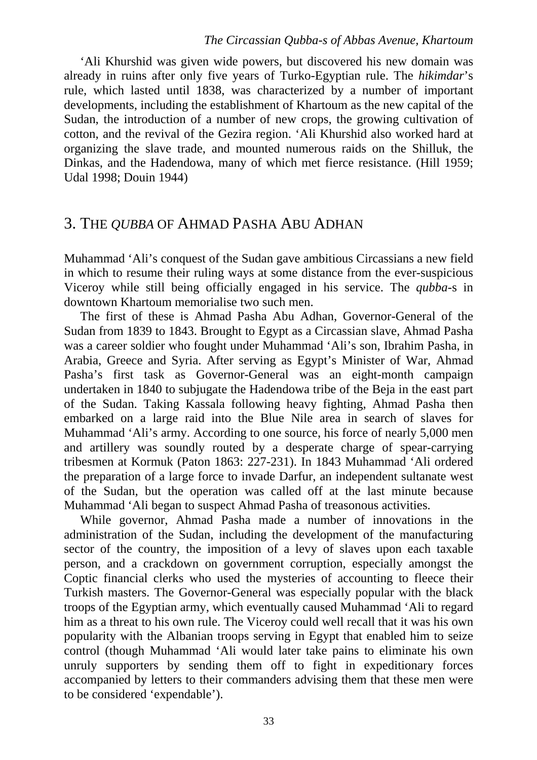'Ali Khurshid was given wide powers, but discovered his new domain was already in ruins after only five years of Turko-Egyptian rule. The *hikimdar*'s rule, which lasted until 1838, was characterized by a number of important developments, including the establishment of Khartoum as the new capital of the Sudan, the introduction of a number of new crops, the growing cultivation of cotton, and the revival of the Gezira region. 'Ali Khurshid also worked hard at organizing the slave trade, and mounted numerous raids on the Shilluk, the Dinkas, and the Hadendowa, many of which met fierce resistance. (Hill 1959; Udal 1998; Douin 1944)

## 3. The *Qubba* of Ahmad Pasha Abu Adhan

Muhammad 'Ali's conquest of the Sudan gave ambitious Circassians a new field in which to resume their ruling ways at some distance from the ever-suspicious Viceroy while still being officially engaged in his service. The *qubba*-s in downtown Khartoum memorialise two such men.

The first of these is Ahmad Pasha Abu Adhan, Governor-General of the Sudan from 1839 to 1843. Brought to Egypt as a Circassian slave, Ahmad Pasha was a career soldier who fought under Muhammad 'Ali's son, Ibrahim Pasha, in Arabia, Greece and Syria. After serving as Egypt's Minister of War, Ahmad Pasha's first task as Governor-General was an eight-month campaign undertaken in 1840 to subjugate the Hadendowa tribe of the Beja in the east part of the Sudan. Taking Kassala following heavy fighting, Ahmad Pasha then embarked on a large raid into the Blue Nile area in search of slaves for Muhammad 'Ali's army. According to one source, his force of nearly 5,000 men and artillery was soundly routed by a desperate charge of spear-carrying tribesmen at Kormuk (Paton 1863: 227-231). In 1843 Muhammad 'Ali ordered the preparation of a large force to invade Darfur, an independent sultanate west of the Sudan, but the operation was called off at the last minute because Muhammad 'Ali began to suspect Ahmad Pasha of treasonous activities.

While governor, Ahmad Pasha made a number of innovations in the administration of the Sudan, including the development of the manufacturing sector of the country, the imposition of a levy of slaves upon each taxable person, and a crackdown on government corruption, especially amongst the Coptic financial clerks who used the mysteries of accounting to fleece their Turkish masters. The Governor-General was especially popular with the black troops of the Egyptian army, which eventually caused Muhammad 'Ali to regard him as a threat to his own rule. The Viceroy could well recall that it was his own popularity with the Albanian troops serving in Egypt that enabled him to seize control (though Muhammad 'Ali would later take pains to eliminate his own unruly supporters by sending them off to fight in expeditionary forces accompanied by letters to their commanders advising them that these men were to be considered 'expendable').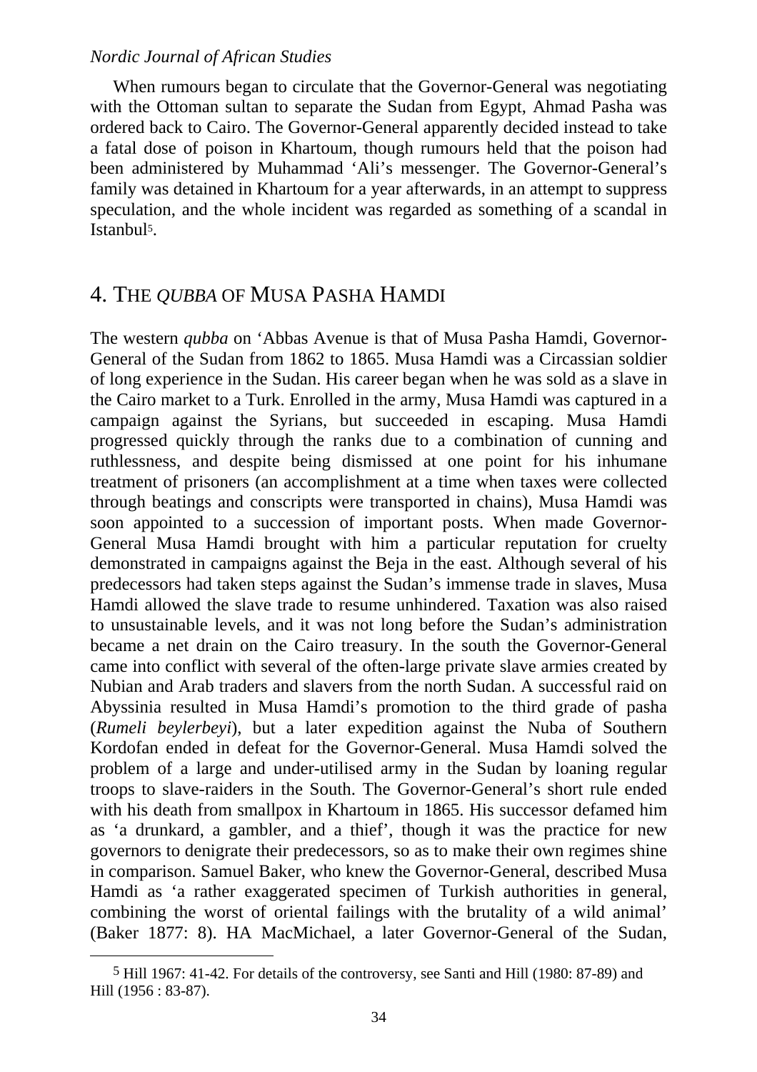When rumours began to circulate that the Governor-General was negotiating with the Ottoman sultan to separate the Sudan from Egypt, Ahmad Pasha was ordered back to Cairo. The Governor-General apparently decided instead to take a fatal dose of poison in Khartoum, though rumours held that the poison had been administered by Muhammad 'Ali's messenger. The Governor-General's family was detained in Khartoum for a year afterwards, in an attempt to suppress speculation, and the whole incident was regarded as something of a scandal in Istanbul[5].

## 4. THE *QUBBA* OF MUSA PASHA HAMDI

The western *qubba* on 'Abbas Avenue is that of Musa Pasha Hamdi, Governor-General of the Sudan from 1862 to 1865. Musa Hamdi was a Circassian soldier of long experience in the Sudan. His career began when he was sold as a slave in the Cairo market to a Turk. Enrolled in the army, Musa Hamdi was captured in a campaign against the Syrians, but succeeded in escaping. Musa Hamdi progressed quickly through the ranks due to a combination of cunning and ruthlessness, and despite being dismissed at one point for his inhumane treatment of prisoners (an accomplishment at a time when taxes were collected through beatings and conscripts were transported in chains), Musa Hamdi was soon appointed to a succession of important posts. When made Governor-General Musa Hamdi brought with him a particular reputation for cruelty demonstrated in campaigns against the Beja in the east. Although several of his predecessors had taken steps against the Sudan's immense trade in slaves, Musa Hamdi allowed the slave trade to resume unhindered. Taxation was also raised to unsustainable levels, and it was not long before the Sudan's administration became a net drain on the Cairo treasury. In the south the Governor-General came into conflict with several of the often-large private slave armies created by Nubian and Arab traders and slavers from the north Sudan. A successful raid on Abyssinia resulted in Musa Hamdi's promotion to the third grade of pasha (*Rumeli beylerbeyi*), but a later expedition against the Nuba of Southern Kordofan ended in defeat for the Governor-General. Musa Hamdi solved the problem of a large and under-utilised army in the Sudan by loaning regular troops to slave-raiders in the South. The Governor-General's short rule ended with his death from smallpox in Khartoum in 1865. His successor defamed him as 'a drunkard, a gambler, and a thief', though it was the practice for new governors to denigrate their predecessors, so as to make their own regimes shine in comparison. Samuel Baker, who knew the Governor-General, described Musa Hamdi as 'a rather exaggerated specimen of Turkish authorities in general, combining the worst of oriental failings with the brutality of a wild animal' (Baker 1877: 8). HA MacMichael, a later Governor-General of the Sudan,

---

[5] Hill 1967: 41-42. For details of the controversy, see Santi and Hill (1980: 87-89) and Hill (1956 : 83-87).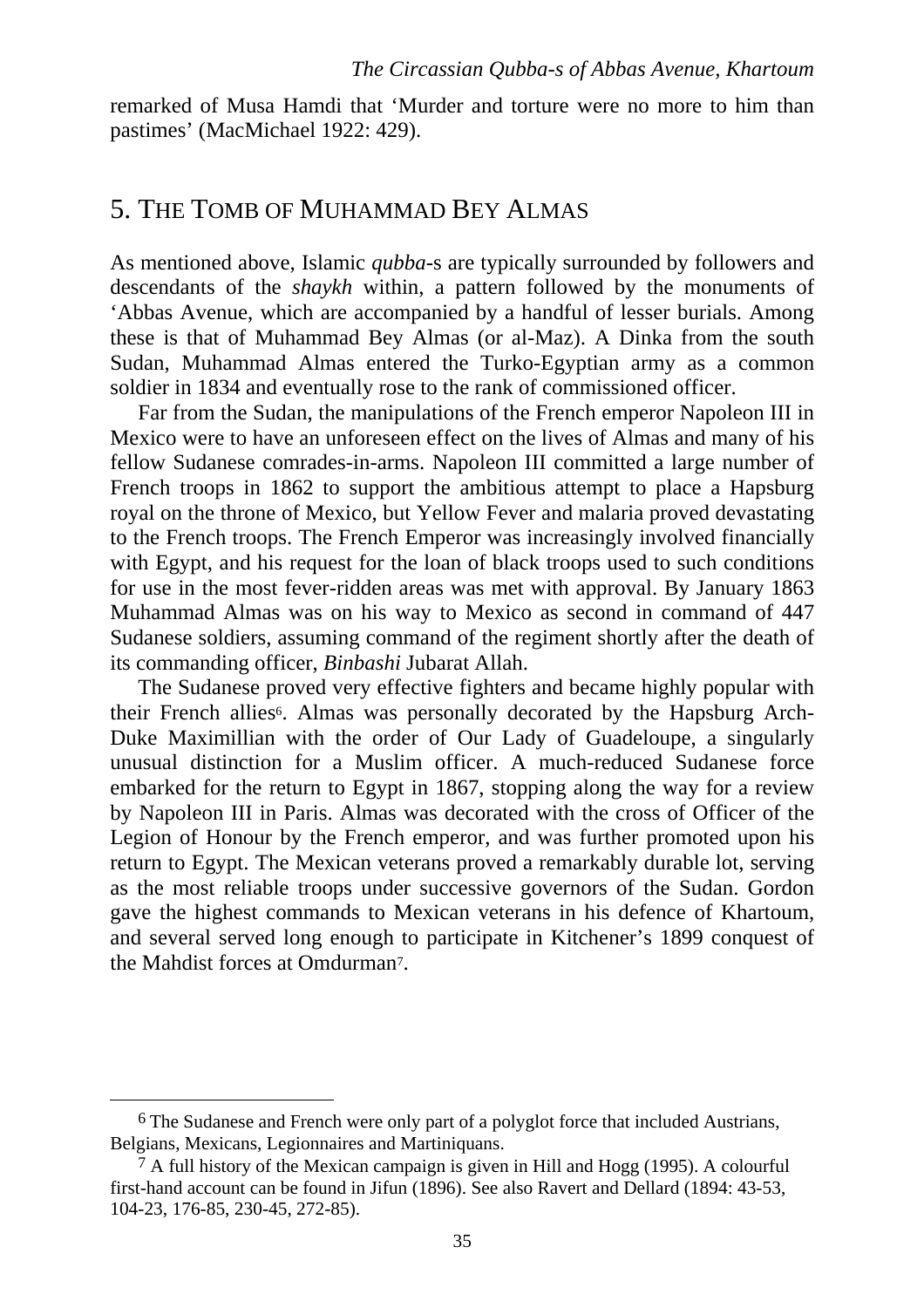remarked of Musa Hamdi that 'Murder and torture were no more to him than pastimes' (MacMichael 1922: 429).

## 5. The Tomb of Muhammad Bey Almas

As mentioned above, Islamic *qubba*-s are typically surrounded by followers and descendants of the *shaykh* within, a pattern followed by the monuments of 'Abbas Avenue, which are accompanied by a handful of lesser burials. Among these is that of Muhammad Bey Almas (or al-Maz). A Dinka from the south Sudan, Muhammad Almas entered the Turko-Egyptian army as a common soldier in 1834 and eventually rose to the rank of commissioned officer.

Far from the Sudan, the manipulations of the French emperor Napoleon III in Mexico were to have an unforeseen effect on the lives of Almas and many of his fellow Sudanese comrades-in-arms. Napoleon III committed a large number of French troops in 1862 to support the ambitious attempt to place a Hapsburg royal on the throne of Mexico, but Yellow Fever and malaria proved devastating to the French troops. The French Emperor was increasingly involved financially with Egypt, and his request for the loan of black troops used to such conditions for use in the most fever-ridden areas was met with approval. By January 1863 Muhammad Almas was on his way to Mexico as second in command of 447 Sudanese soldiers, assuming command of the regiment shortly after the death of its commanding officer, *Binbashi* Jubarat Allah.

The Sudanese proved very effective fighters and became highly popular with their French allies[6]. Almas was personally decorated by the Hapsburg Arch-Duke Maximillian with the order of Our Lady of Guadeloupe, a singularly unusual distinction for a Muslim officer. A much-reduced Sudanese force embarked for the return to Egypt in 1867, stopping along the way for a review by Napoleon III in Paris. Almas was decorated with the cross of Officer of the Legion of Honour by the French emperor, and was further promoted upon his return to Egypt. The Mexican veterans proved a remarkably durable lot, serving as the most reliable troops under successive governors of the Sudan. Gordon gave the highest commands to Mexican veterans in his defence of Khartoum, and several served long enough to participate in Kitchener's 1899 conquest of the Mahdist forces at Omdurman[7].

---

[6] The Sudanese and French were only part of a polyglot force that included Austrians, Belgians, Mexicans, Legionnaires and Martiniquans.

[7] A full history of the Mexican campaign is given in Hill and Hogg (1995). A colourful first-hand account can be found in Jifun (1896). See also Ravert and Dellard (1894: 43-53, 104-23, 176-85, 230-45, 272-85).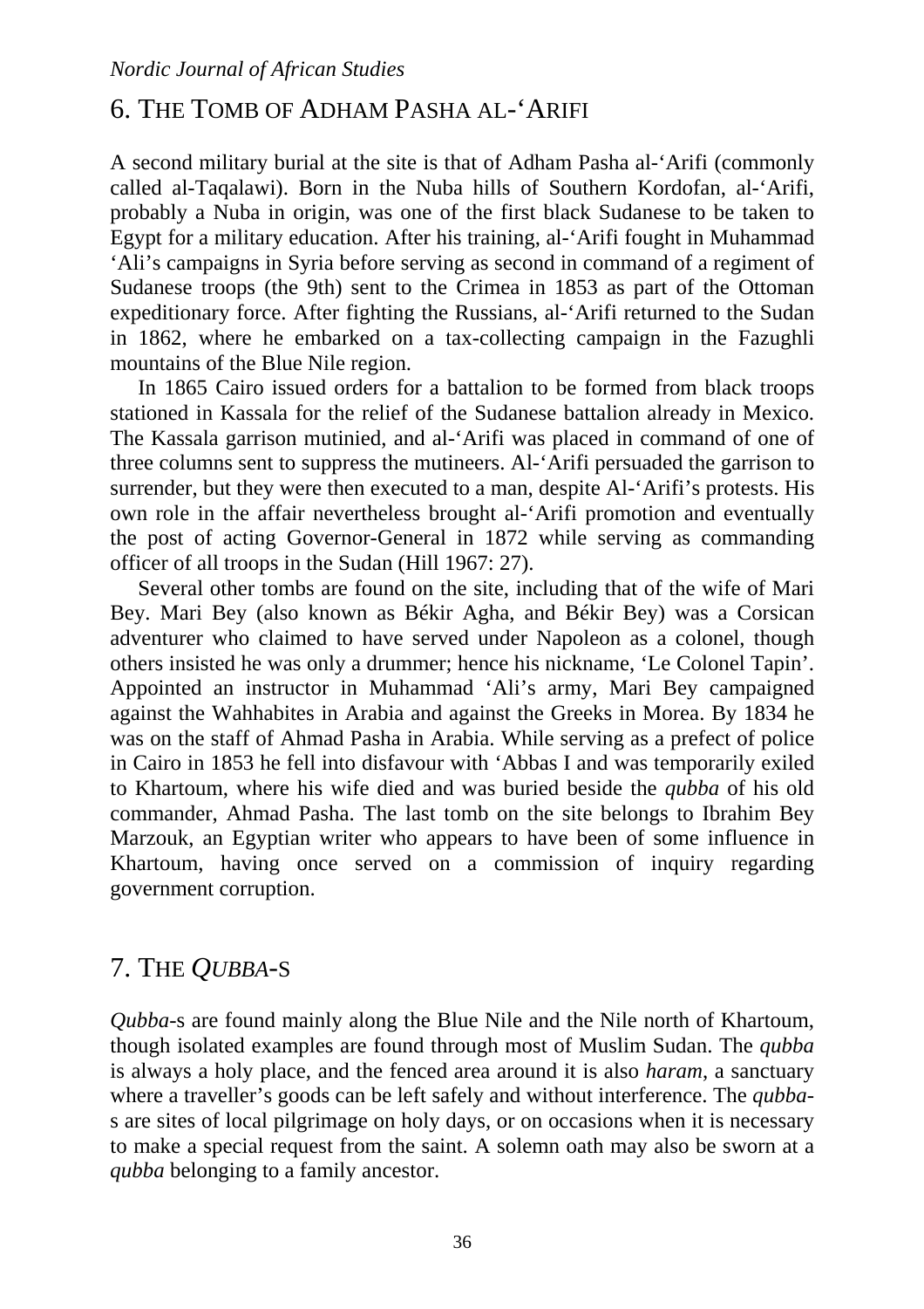## 6. THE TOMB OF ADHAM PASHA AL-‘ARIFI

A second military burial at the site is that of Adham Pasha al-‘Arifi (commonly called al-Taqalawi). Born in the Nuba hills of Southern Kordofan, al-‘Arifi, probably a Nuba in origin, was one of the first black Sudanese to be taken to Egypt for a military education. After his training, al-‘Arifi fought in Muhammad ‘Ali’s campaigns in Syria before serving as second in command of a regiment of Sudanese troops (the 9th) sent to the Crimea in 1853 as part of the Ottoman expeditionary force. After fighting the Russians, al-‘Arifi returned to the Sudan in 1862, where he embarked on a tax-collecting campaign in the Fazughli mountains of the Blue Nile region.

In 1865 Cairo issued orders for a battalion to be formed from black troops stationed in Kassala for the relief of the Sudanese battalion already in Mexico. The Kassala garrison mutinied, and al-‘Arifi was placed in command of one of three columns sent to suppress the mutineers. Al-‘Arifi persuaded the garrison to surrender, but they were then executed to a man, despite Al-‘Arifi’s protests. His own role in the affair nevertheless brought al-‘Arifi promotion and eventually the post of acting Governor-General in 1872 while serving as commanding officer of all troops in the Sudan (Hill 1967: 27).

Several other tombs are found on the site, including that of the wife of Mari Bey. Mari Bey (also known as Békir Agha, and Békir Bey) was a Corsican adventurer who claimed to have served under Napoleon as a colonel, though others insisted he was only a drummer; hence his nickname, ‘Le Colonel Tapin’. Appointed an instructor in Muhammad ‘Ali’s army, Mari Bey campaigned against the Wahhabites in Arabia and against the Greeks in Morea. By 1834 he was on the staff of Ahmad Pasha in Arabia. While serving as a prefect of police in Cairo in 1853 he fell into disfavour with ‘Abbas I and was temporarily exiled to Khartoum, where his wife died and was buried beside the *qubba* of his old commander, Ahmad Pasha. The last tomb on the site belongs to Ibrahim Bey Marzouk, an Egyptian writer who appears to have been of some influence in Khartoum, having once served on a commission of inquiry regarding government corruption.

## 7. THE *QUBBA*-S

*Qubba*-s are found mainly along the Blue Nile and the Nile north of Khartoum, though isolated examples are found through most of Muslim Sudan. The *qubba* is always a holy place, and the fenced area around it is also *haram*, a sanctuary where a traveller’s goods can be left safely and without interference. The *qubba*-s are sites of local pilgrimage on holy days, or on occasions when it is necessary to make a special request from the saint. A solemn oath may also be sworn at a *qubba* belonging to a family ancestor.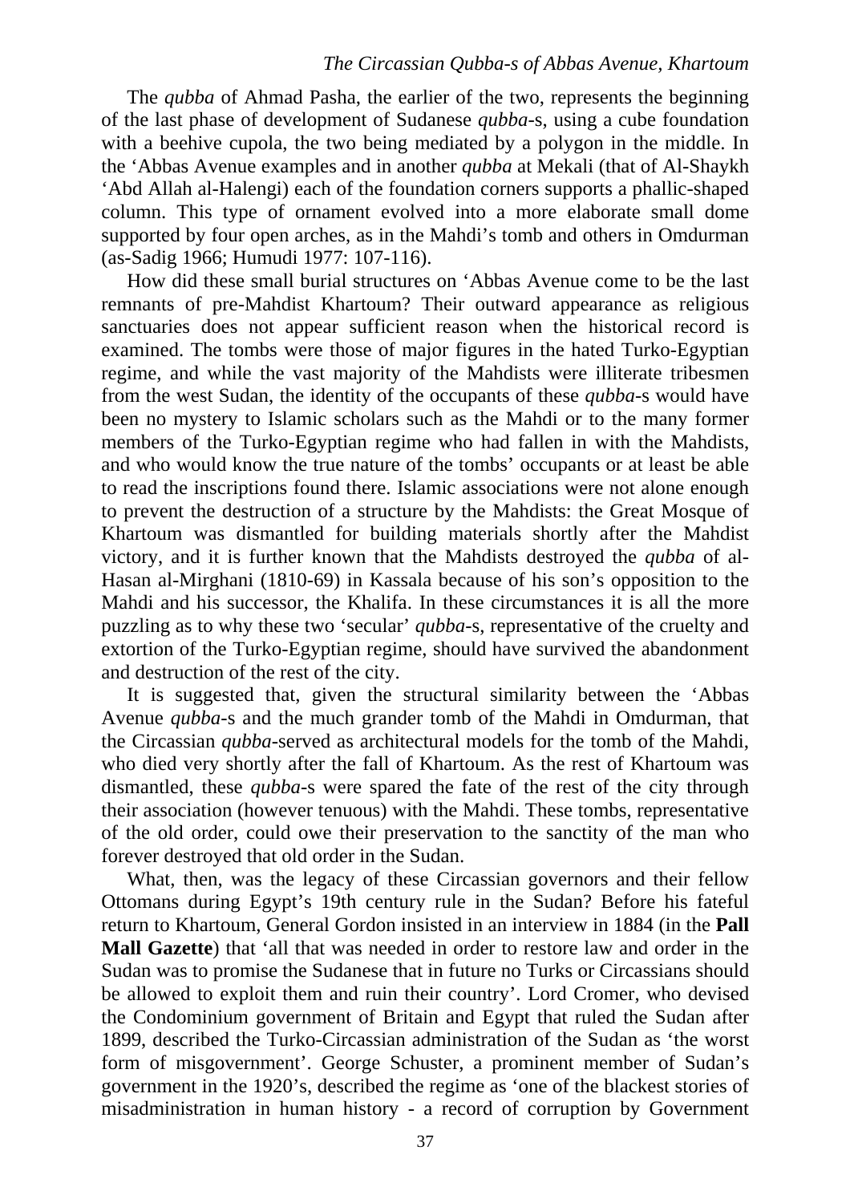The *qubba* of Ahmad Pasha, the earlier of the two, represents the beginning of the last phase of development of Sudanese *qubba*-s, using a cube foundation with a beehive cupola, the two being mediated by a polygon in the middle. In the 'Abbas Avenue examples and in another *qubba* at Mekali (that of Al-Shaykh 'Abd Allah al-Halengi) each of the foundation corners supports a phallic-shaped column. This type of ornament evolved into a more elaborate small dome supported by four open arches, as in the Mahdi's tomb and others in Omdurman (as-Sadig 1966; Humudi 1977: 107-116).

How did these small burial structures on 'Abbas Avenue come to be the last remnants of pre-Mahdist Khartoum? Their outward appearance as religious sanctuaries does not appear sufficient reason when the historical record is examined. The tombs were those of major figures in the hated Turko-Egyptian regime, and while the vast majority of the Mahdists were illiterate tribesmen from the west Sudan, the identity of the occupants of these *qubba*-s would have been no mystery to Islamic scholars such as the Mahdi or to the many former members of the Turko-Egyptian regime who had fallen in with the Mahdists, and who would know the true nature of the tombs' occupants or at least be able to read the inscriptions found there. Islamic associations were not alone enough to prevent the destruction of a structure by the Mahdists: the Great Mosque of Khartoum was dismantled for building materials shortly after the Mahdist victory, and it is further known that the Mahdists destroyed the *qubba* of al-Hasan al-Mirghani (1810-69) in Kassala because of his son's opposition to the Mahdi and his successor, the Khalifa. In these circumstances it is all the more puzzling as to why these two 'secular' *qubba*-s, representative of the cruelty and extortion of the Turko-Egyptian regime, should have survived the abandonment and destruction of the rest of the city.

It is suggested that, given the structural similarity between the 'Abbas Avenue *qubba*-s and the much grander tomb of the Mahdi in Omdurman, that the Circassian *qubba*-served as architectural models for the tomb of the Mahdi, who died very shortly after the fall of Khartoum. As the rest of Khartoum was dismantled, these *qubba*-s were spared the fate of the rest of the city through their association (however tenuous) with the Mahdi. These tombs, representative of the old order, could owe their preservation to the sanctity of the man who forever destroyed that old order in the Sudan.

What, then, was the legacy of these Circassian governors and their fellow Ottomans during Egypt's 19th century rule in the Sudan? Before his fateful return to Khartoum, General Gordon insisted in an interview in 1884 (in the **Pall Mall Gazette**) that 'all that was needed in order to restore law and order in the Sudan was to promise the Sudanese that in future no Turks or Circassians should be allowed to exploit them and ruin their country'. Lord Cromer, who devised the Condominium government of Britain and Egypt that ruled the Sudan after 1899, described the Turko-Circassian administration of the Sudan as 'the worst form of misgovernment'. George Schuster, a prominent member of Sudan's government in the 1920's, described the regime as 'one of the blackest stories of misadministration in human history - a record of corruption by Government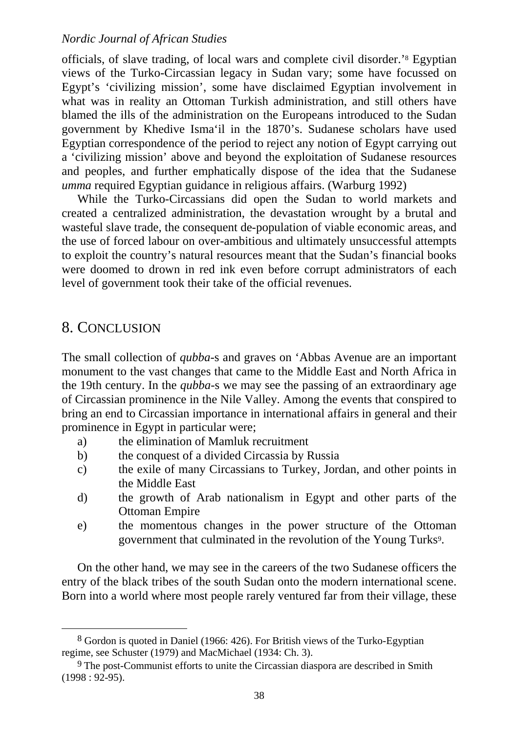officials, of slave trading, of local wars and complete civil disorder.'[8] Egyptian views of the Turko-Circassian legacy in Sudan vary; some have focussed on Egypt's 'civilizing mission', some have disclaimed Egyptian involvement in what was in reality an Ottoman Turkish administration, and still others have blamed the ills of the administration on the Europeans introduced to the Sudan government by Khedive Isma'il in the 1870's. Sudanese scholars have used Egyptian correspondence of the period to reject any notion of Egypt carrying out a 'civilizing mission' above and beyond the exploitation of Sudanese resources and peoples, and further emphatically dispose of the idea that the Sudanese *umma* required Egyptian guidance in religious affairs. (Warburg 1992)

While the Turko-Circassians did open the Sudan to world markets and created a centralized administration, the devastation wrought by a brutal and wasteful slave trade, the consequent de-population of viable economic areas, and the use of forced labour on over-ambitious and ultimately unsuccessful attempts to exploit the country's natural resources meant that the Sudan's financial books were doomed to drown in red ink even before corrupt administrators of each level of government took their take of the official revenues.

## 8. Conclusion

The small collection of *qubba*-s and graves on 'Abbas Avenue are an important monument to the vast changes that came to the Middle East and North Africa in the 19th century. In the *qubba*-s we may see the passing of an extraordinary age of Circassian prominence in the Nile Valley. Among the events that conspired to bring an end to Circassian importance in international affairs in general and their prominence in Egypt in particular were;

a) the elimination of Mamluk recruitment
b) the conquest of a divided Circassia by Russia
c) the exile of many Circassians to Turkey, Jordan, and other points in the Middle East
d) the growth of Arab nationalism in Egypt and other parts of the Ottoman Empire
e) the momentous changes in the power structure of the Ottoman government that culminated in the revolution of the Young Turks[9].

On the other hand, we may see in the careers of the two Sudanese officers the entry of the black tribes of the south Sudan onto the modern international scene. Born into a world where most people rarely ventured far from their village, these

---

[8] Gordon is quoted in Daniel (1966: 426). For British views of the Turko-Egyptian regime, see Schuster (1979) and MacMichael (1934: Ch. 3).

[9] The post-Communist efforts to unite the Circassian diaspora are described in Smith (1998 : 92-95).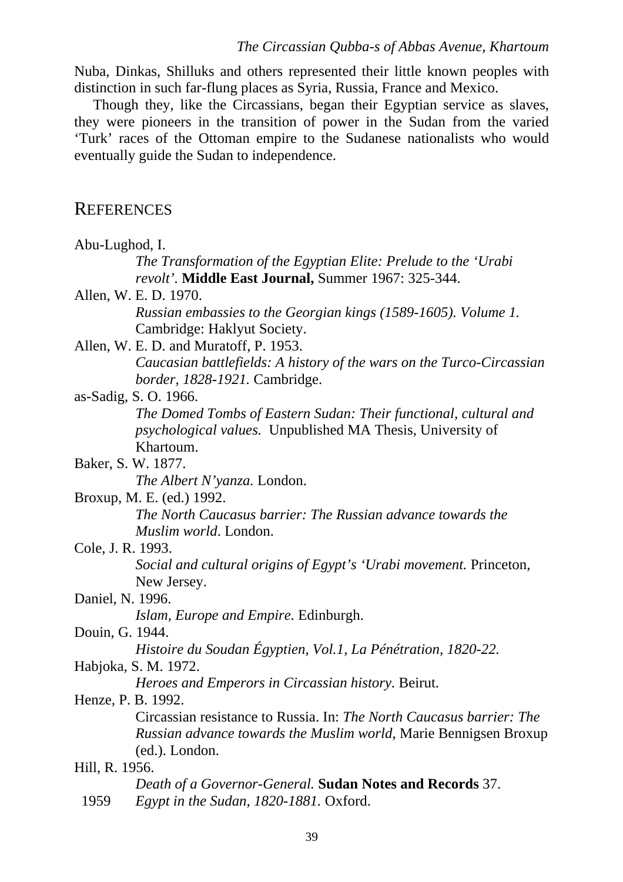Nuba, Dinkas, Shilluks and others represented their little known peoples with distinction in such far-flung places as Syria, Russia, France and Mexico.

Though they, like the Circassians, began their Egyptian service as slaves, they were pioneers in the transition of power in the Sudan from the varied 'Turk' races of the Ottoman empire to the Sudanese nationalists who would eventually guide the Sudan to independence.

## References

Abu-Lughod, I.
*The Transformation of the Egyptian Elite: Prelude to the 'Urabi revolt'*. **Middle East Journal,** Summer 1967: 325-344.

Allen, W. E. D. 1970.
*Russian embassies to the Georgian kings (1589-1605). Volume 1.* Cambridge: Haklyut Society.

Allen, W. E. D. and Muratoff, P. 1953.
*Caucasian battlefields: A history of the wars on the Turco-Circassian border, 1828-1921.* Cambridge.

as-Sadig, S. O. 1966.
*The Domed Tombs of Eastern Sudan: Their functional, cultural and psychological values.* Unpublished MA Thesis, University of Khartoum.

Baker, S. W. 1877.
*The Albert N'yanza.* London.

Broxup, M. E. (ed.) 1992.
*The North Caucasus barrier: The Russian advance towards the Muslim world*. London.

Cole, J. R. 1993.
*Social and cultural origins of Egypt's 'Urabi movement.* Princeton, New Jersey.

Daniel, N. 1996.
*Islam, Europe and Empire.* Edinburgh.

Douin, G. 1944.
*Histoire du Soudan Égyptien, Vol.1, La Pénétration, 1820-22.*

Habjoka, S. M. 1972.
*Heroes and Emperors in Circassian history.* Beirut.

Henze, P. B. 1992.
Circassian resistance to Russia. In: *The North Caucasus barrier: The Russian advance towards the Muslim world*, Marie Bennigsen Broxup (ed.). London.

Hill, R. 1956.
*Death of a Governor-General.* **Sudan Notes and Records** 37.
1959 *Egypt in the Sudan, 1820-1881.* Oxford.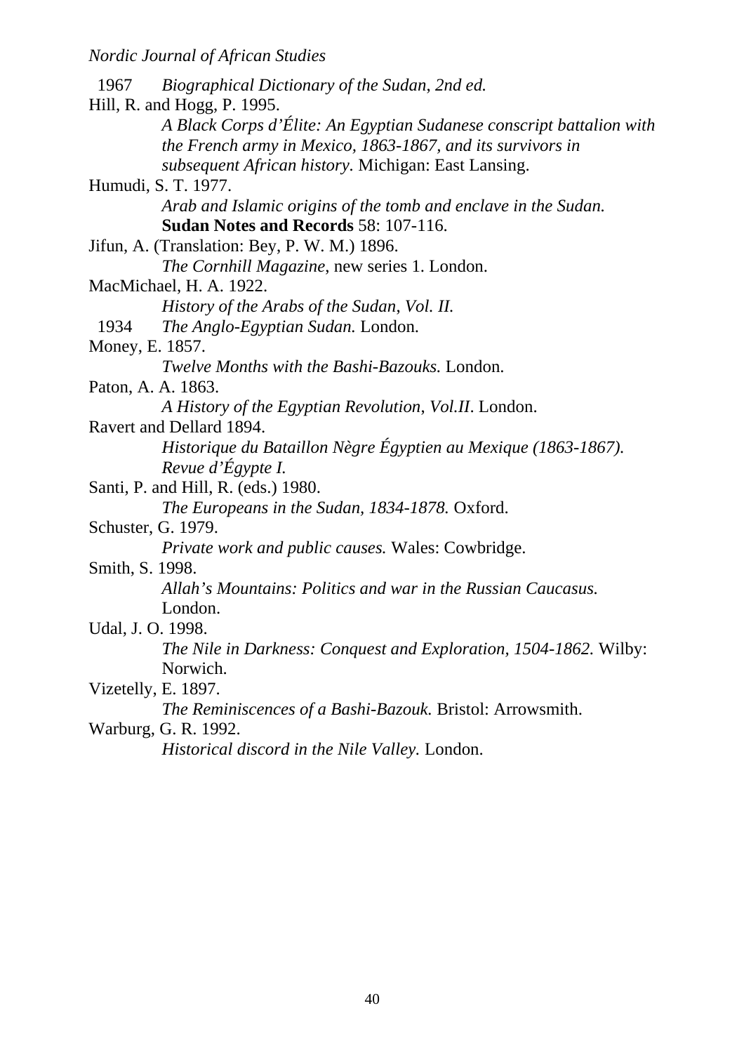1967 *Biographical Dictionary of the Sudan, 2nd ed.*

Hill, R. and Hogg, P. 1995.
*A Black Corps d'Élite: An Egyptian Sudanese conscript battalion with the French army in Mexico, 1863-1867, and its survivors in subsequent African history.* Michigan: East Lansing.

Humudi, S. T. 1977.
*Arab and Islamic origins of the tomb and enclave in the Sudan.* **Sudan Notes and Records** 58: 107-116.

Jifun, A. (Translation: Bey, P. W. M.) 1896.
*The Cornhill Magazine*, new series 1. London.

MacMichael, H. A. 1922.
*History of the Arabs of the Sudan, Vol. II.*

1934 *The Anglo-Egyptian Sudan.* London.

Money, E. 1857.
*Twelve Months with the Bashi-Bazouks.* London.

Paton, A. A. 1863.
*A History of the Egyptian Revolution, Vol.II*. London.

Ravert and Dellard 1894.
*Historique du Bataillon Nègre Égyptien au Mexique (1863-1867). Revue d'Égypte I.*

Santi, P. and Hill, R. (eds.) 1980.
*The Europeans in the Sudan, 1834-1878.* Oxford.

Schuster, G. 1979.
*Private work and public causes.* Wales: Cowbridge.

Smith, S. 1998.
*Allah's Mountains: Politics and war in the Russian Caucasus.* London.

Udal, J. O. 1998.
*The Nile in Darkness: Conquest and Exploration, 1504-1862.* Wilby: Norwich.

Vizetelly, E. 1897.
*The Reminiscences of a Bashi-Bazouk.* Bristol: Arrowsmith.

Warburg, G. R. 1992.
*Historical discord in the Nile Valley.* London.